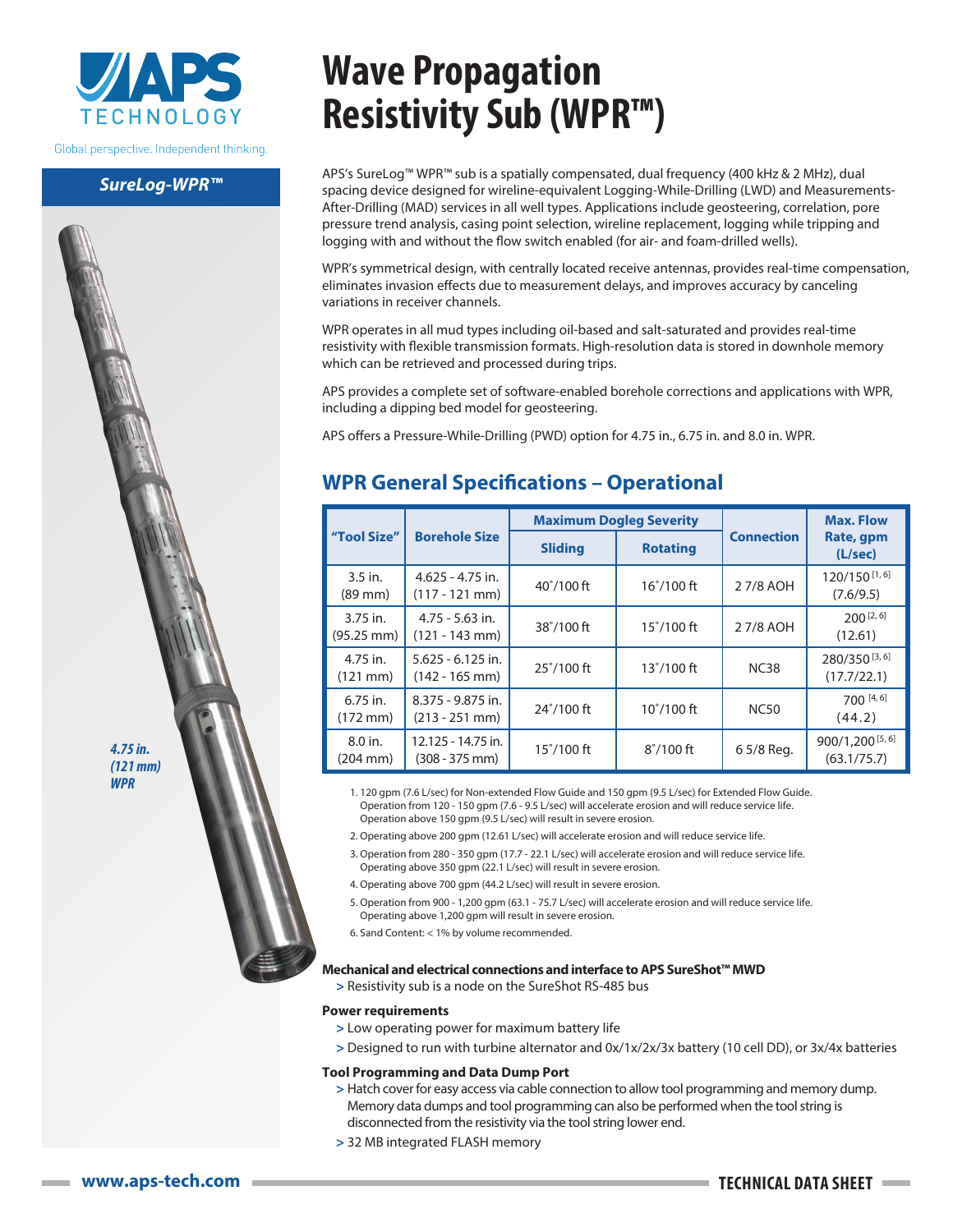# Wave Propagation Resistivity Sub (WPR™)

Global perspective. Independent thinking.

**SureLog-WPR™**

*4.75 in. (121 mm) WPR*

APS's SureLog™ WPR™ sub is a spatially compensated, dual frequency (400 kHz & 2 MHz), dual spacing device designed for wireline-equivalent Logging-While-Drilling (LWD) and Measurements-After-Drilling (MAD) services in all well types. Applications include geosteering, correlation, pore pressure trend analysis, casing point selection, wireline replacement, logging while tripping and logging with and without the flow switch enabled (for air- and foam-drilled wells).

WPR's symmetrical design, with centrally located receive antennas, provides real-time compensation, eliminates invasion effects due to measurement delays, and improves accuracy by canceling variations in receiver channels.

WPR operates in all mud types including oil-based and salt-saturated and provides real-time resistivity with flexible transmission formats. High-resolution data is stored in downhole memory which can be retrieved and processed during trips.

APS provides a complete set of software-enabled borehole corrections and applications with WPR, including a dipping bed model for geosteering.

APS offers a Pressure-While-Drilling (PWD) option for 4.75 in., 6.75 in. and 8.0 in. WPR.

## WPR General Specifications – Operational

| "Tool Size" | Borehole Size | Maximum Dogleg Severity | | Connection | Max. Flow Rate, gpm (L/sec) |
|---|---|---|---|---|---|
| | | Sliding | Rotating | | |
| 3.5 in. (89 mm) | 4.625 - 4.75 in. (117 - 121 mm) | 40˚/100 ft | 16˚/100 ft | 2 7/8 AOH | 120/150 [1, 6] (7.6/9.5) |
| 3.75 in. (95.25 mm) | 4.75 - 5.63 in. (121 - 143 mm) | 38˚/100 ft | 15˚/100 ft | 2 7/8 AOH | 200 [2, 6] (12.61) |
| 4.75 in. (121 mm) | 5.625 - 6.125 in. (142 - 165 mm) | 25˚/100 ft | 13˚/100 ft | NC38 | 280/350 [3, 6] (17.7/22.1) |
| 6.75 in. (172 mm) | 8.375 - 9.875 in. (213 - 251 mm) | 24˚/100 ft | 10˚/100 ft | NC50 | 700 [4, 6] (44.2) |
| 8.0 in. (204 mm) | 12.125 - 14.75 in. (308 - 375 mm) | 15˚/100 ft | 8˚/100 ft | 6 5/8 Reg. | 900/1,200 [5, 6] (63.1/75.7) |

1. 120 gpm (7.6 L/sec) for Non-extended Flow Guide and 150 gpm (9.5 L/sec) for Extended Flow Guide. Operation from 120 - 150 gpm (7.6 - 9.5 L/sec) will accelerate erosion and will reduce service life. Operation above 150 gpm (9.5 L/sec) will result in severe erosion.
2. Operating above 200 gpm (12.61 L/sec) will accelerate erosion and will reduce service life.
3. Operation from 280 - 350 gpm (17.7 - 22.1 L/sec) will accelerate erosion and will reduce service life. Operating above 350 gpm (22.1 L/sec) will result in severe erosion.
4. Operating above 700 gpm (44.2 L/sec) will result in severe erosion.
5. Operation from 900 - 1,200 gpm (63.1 - 75.7 L/sec) will accelerate erosion and will reduce service life. Operating above 1,200 gpm will result in severe erosion.
6. Sand Content: < 1% by volume recommended.

**Mechanical and electrical connections and interface to APS SureShot™ MWD**

> Resistivity sub is a node on the SureShot RS-485 bus

**Power requirements**

> Low operating power for maximum battery life

> Designed to run with turbine alternator and 0x/1x/2x/3x battery (10 cell DD), or 3x/4x batteries

**Tool Programming and Data Dump Port**

> Hatch cover for easy access via cable connection to allow tool programming and memory dump. Memory data dumps and tool programming can also be performed when the tool string is disconnected from the resistivity via the tool string lower end.

> 32 MB integrated FLASH memory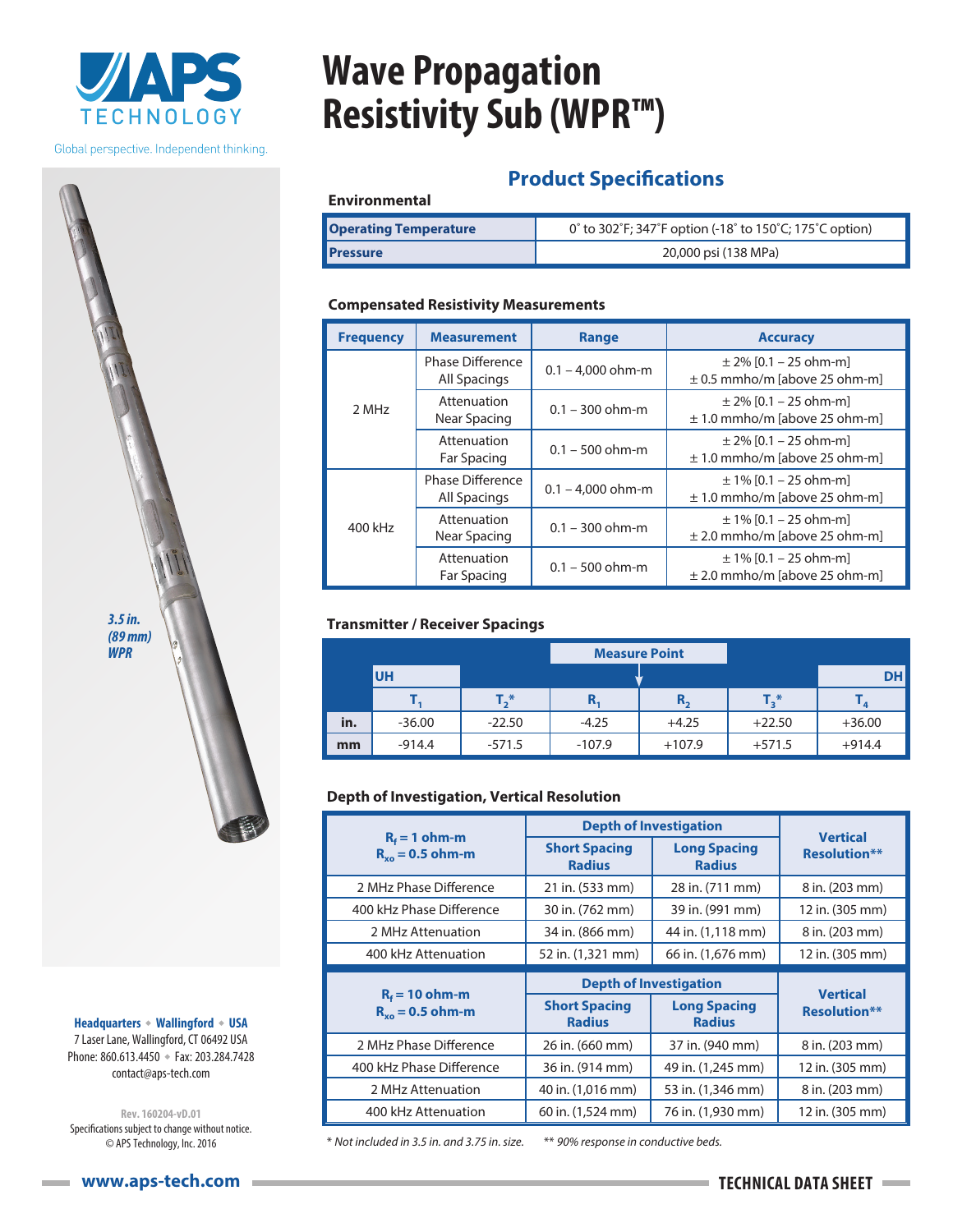# Wave Propagation Resistivity Sub (WPR™)

Global perspective. Independent thinking.

*3.5 in.*
*(89 mm)*
*WPR*

## Product Specifications

### Environmental

| | |
|---|---|
| **Operating Temperature** | 0˚ to 302˚F; 347˚F option (-18˚ to 150˚C; 175˚C option) |
| **Pressure** | 20,000 psi (138 MPa) |

### Compensated Resistivity Measurements

| Frequency | Measurement | Range | Accuracy |
|---|---|---|---|
| 2 MHz | Phase Difference All Spacings | 0.1 – 4,000 ohm-m | ± 2% [0.1 – 25 ohm-m] ± 0.5 mmho/m [above 25 ohm-m] |
| | Attenuation Near Spacing | 0.1 – 300 ohm-m | ± 2% [0.1 – 25 ohm-m] ± 1.0 mmho/m [above 25 ohm-m] |
| | Attenuation Far Spacing | 0.1 – 500 ohm-m | ± 2% [0.1 – 25 ohm-m] ± 1.0 mmho/m [above 25 ohm-m] |
| 400 kHz | Phase Difference All Spacings | 0.1 – 4,000 ohm-m | ± 1% [0.1 – 25 ohm-m] ± 1.0 mmho/m [above 25 ohm-m] |
| | Attenuation Near Spacing | 0.1 – 300 ohm-m | ± 1% [0.1 – 25 ohm-m] ± 2.0 mmho/m [above 25 ohm-m] |
| | Attenuation Far Spacing | 0.1 – 500 ohm-m | ± 1% [0.1 – 25 ohm-m] ± 2.0 mmho/m [above 25 ohm-m] |

### Transmitter / Receiver Spacings

| | UH | | Measure Point | | | DH |
|---|---|---|---|---|---|---|
| | $T_1$ | $T_2$* | $R_1$ | $R_2$ | $T_3$* | $T_4$ |
| **in.** | -36.00 | -22.50 | -4.25 | +4.25 | +22.50 | +36.00 |
| **mm** | -914.4 | -571.5 | -107.9 | +107.9 | +571.5 | +914.4 |

### Depth of Investigation, Vertical Resolution

| $R_f$ = 1 ohm-m, $R_{xo}$ = 0.5 ohm-m | Depth of Investigation: Short Spacing Radius | Depth of Investigation: Long Spacing Radius | Vertical Resolution** |
|---|---|---|---|
| 2 MHz Phase Difference | 21 in. (533 mm) | 28 in. (711 mm) | 8 in. (203 mm) |
| 400 kHz Phase Difference | 30 in. (762 mm) | 39 in. (991 mm) | 12 in. (305 mm) |
| 2 MHz Attenuation | 34 in. (866 mm) | 44 in. (1,118 mm) | 8 in. (203 mm) |
| 400 kHz Attenuation | 52 in. (1,321 mm) | 66 in. (1,676 mm) | 12 in. (305 mm) |

| $R_f$ = 10 ohm-m, $R_{xo}$ = 0.5 ohm-m | Depth of Investigation: Short Spacing Radius | Depth of Investigation: Long Spacing Radius | Vertical Resolution** |
|---|---|---|---|
| 2 MHz Phase Difference | 26 in. (660 mm) | 37 in. (940 mm) | 8 in. (203 mm) |
| 400 kHz Phase Difference | 36 in. (914 mm) | 49 in. (1,245 mm) | 12 in. (305 mm) |
| 2 MHz Attenuation | 40 in. (1,016 mm) | 53 in. (1,346 mm) | 8 in. (203 mm) |
| 400 kHz Attenuation | 60 in. (1,524 mm) | 76 in. (1,930 mm) | 12 in. (305 mm) |

*\* Not included in 3.5 in. and 3.75 in. size.* *\*\* 90% response in conductive beds.*

**Headquarters • Wallingford • USA**
7 Laser Lane, Wallingford, CT 06492 USA
Phone: 860.613.4450 • Fax: 203.284.7428
contact@aps-tech.com

Rev. 160204-vD.01
Specifications subject to change without notice.
© APS Technology, Inc. 2016

www.aps-tech.com

TECHNICAL DATA SHEET